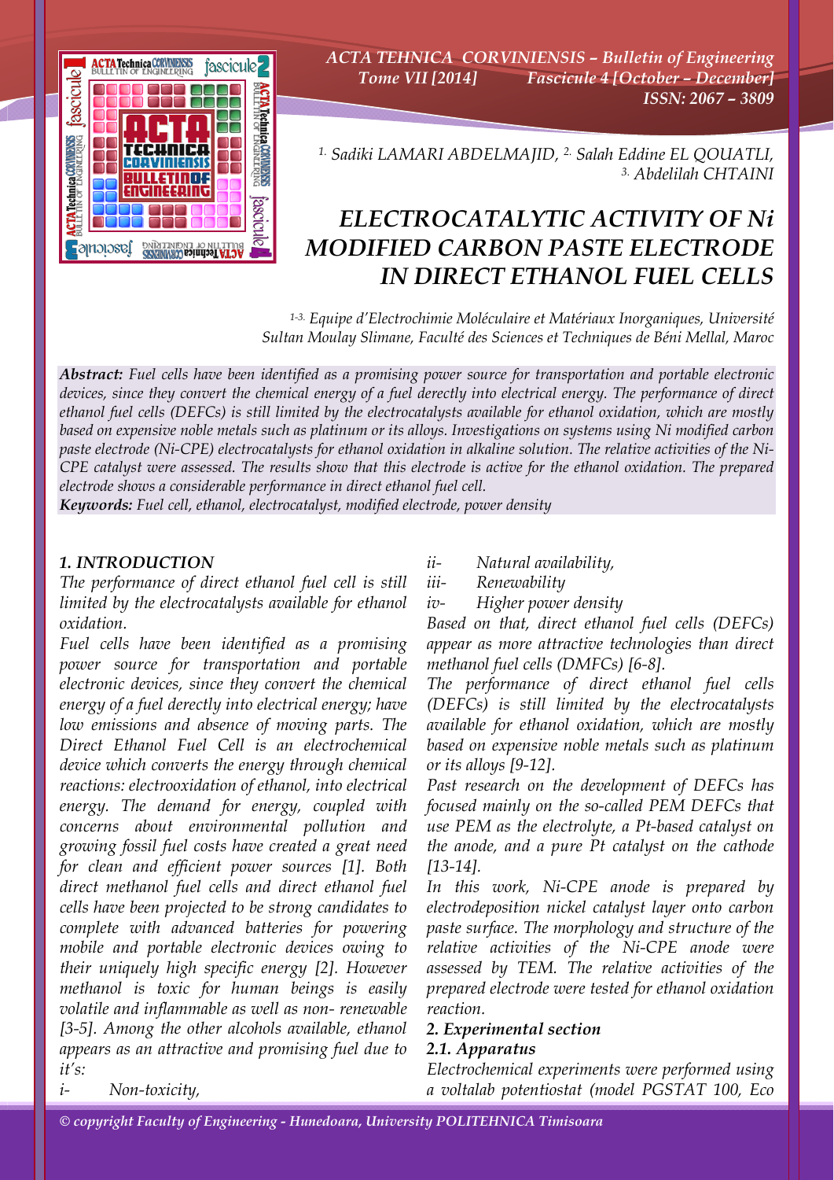# ELECTROCATALYTIC ACTIVITY OF Ni MODIFIED CARBON PASTE ELECTRODE IN DIRECT ETHANOL FUEL CELLS

[1.] Sadiki LAMARI ABDELMAJID, [2.] Salah Eddine EL QOUATLI, [3.] Abdelilah CHTAINI

[1-3.] Equipe d'Electrochimie Moléculaire et Matériaux Inorganiques, Université Sultan Moulay Slimane, Faculté des Sciences et Techniques de Béni Mellal, Maroc

***Abstract:*** *Fuel cells have been identified as a promising power source for transportation and portable electronic devices, since they convert the chemical energy of a fuel derectly into electrical energy. The performance of direct ethanol fuel cells (DEFCs) is still limited by the electrocatalysts available for ethanol oxidation, which are mostly based on expensive noble metals such as platinum or its alloys. Investigations on systems using Ni modified carbon paste electrode (Ni-CPE) electrocatalysts for ethanol oxidation in alkaline solution. The relative activities of the Ni-CPE catalyst were assessed. The results show that this electrode is active for the ethanol oxidation. The prepared electrode shows a considerable performance in direct ethanol fuel cell.*

***Keywords:*** *Fuel cell, ethanol, electrocatalyst, modified electrode, power density*

## 1. INTRODUCTION

The performance of direct ethanol fuel cell is still limited by the electrocatalysts available for ethanol oxidation.

Fuel cells have been identified as a promising power source for transportation and portable electronic devices, since they convert the chemical energy of a fuel derectly into electrical energy; have low emissions and absence of moving parts. The Direct Ethanol Fuel Cell is an electrochemical device which converts the energy through chemical reactions: electrooxidation of ethanol, into electrical energy. The demand for energy, coupled with concerns about environmental pollution and growing fossil fuel costs have created a great need for clean and efficient power sources [1]. Both direct methanol fuel cells and direct ethanol fuel cells have been projected to be strong candidates to complete with advanced batteries for powering mobile and portable electronic devices owing to their uniquely high specific energy [2]. However methanol is toxic for human beings is easily volatile and inflammable as well as non- renewable [3-5]. Among the other alcohols available, ethanol appears as an attractive and promising fuel due to it's:

i- Non-toxicity,

ii- Natural availability,

iii- Renewability

iv- Higher power density

Based on that, direct ethanol fuel cells (DEFCs) appear as more attractive technologies than direct methanol fuel cells (DMFCs) [6-8].

The performance of direct ethanol fuel cells (DEFCs) is still limited by the electrocatalysts available for ethanol oxidation, which are mostly based on expensive noble metals such as platinum or its alloys [9-12].

Past research on the development of DEFCs has focused mainly on the so-called PEM DEFCs that use PEM as the electrolyte, a Pt-based catalyst on the anode, and a pure Pt catalyst on the cathode [13-14].

In this work, Ni-CPE anode is prepared by electrodeposition nickel catalyst layer onto carbon paste surface. The morphology and structure of the relative activities of the Ni-CPE anode were assessed by TEM. The relative activities of the prepared electrode were tested for ethanol oxidation reaction.

### 2. Experimental section

### 2.1. Apparatus

Electrochemical experiments were performed using a voltalab potentiostat (model PGSTAT 100, Eco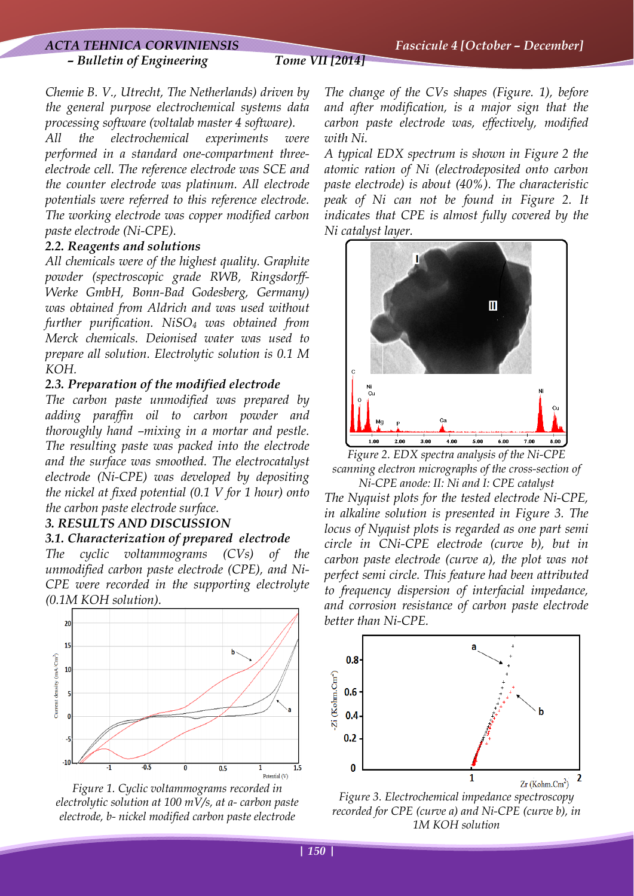Chemie B. V., Utrecht, The Netherlands) driven by the general purpose electrochemical systems data processing software (voltalab master 4 software).

All the electrochemical experiments were performed in a standard one-compartment three-electrode cell. The reference electrode was SCE and the counter electrode was platinum. All electrode potentials were referred to this reference electrode. The working electrode was copper modified carbon paste electrode (Ni-CPE).

### 2.2. Reagents and solutions

All chemicals were of the highest quality. Graphite powder (spectroscopic grade RWB, Ringsdorff-Werke GmbH, Bonn-Bad Godesberg, Germany) was obtained from Aldrich and was used without further purification. $NiSO_4$ was obtained from Merck chemicals. Deionised water was used to prepare all solution. Electrolytic solution is 0.1 M KOH.

### 2.3. Preparation of the modified electrode

The carbon paste unmodified was prepared by adding paraffin oil to carbon powder and thoroughly hand –mixing in a mortar and pestle. The resulting paste was packed into the electrode and the surface was smoothed. The electrocatalyst electrode (Ni-CPE) was developed by depositing the nickel at fixed potential (0.1 V for 1 hour) onto the carbon paste electrode surface.

## 3. RESULTS AND DISCUSSION

### 3.1. Characterization of prepared electrode

The cyclic voltammograms (CVs) of the unmodified carbon paste electrode (CPE), and Ni-CPE were recorded in the supporting electrolyte (0.1M KOH solution).

Figure 1. Cyclic voltammograms recorded in electrolytic solution at 100 mV/s, at a- carbon paste electrode, b- nickel modified carbon paste electrode

The change of the CVs shapes (Figure. 1), before and after modification, is a major sign that the carbon paste electrode was, effectively, modified with Ni.

A typical EDX spectrum is shown in Figure 2 the atomic ration of Ni (electrodeposited onto carbon paste electrode) is about (40%). The characteristic peak of Ni can not be found in Figure 2. It indicates that CPE is almost fully covered by the Ni catalyst layer.

Figure 2. EDX spectra analysis of the Ni-CPE scanning electron micrographs of the cross-section of Ni-CPE anode: II: Ni and I: CPE catalyst

The Nyquist plots for the tested electrode Ni-CPE, in alkaline solution is presented in Figure 3. The locus of Nyquist plots is regarded as one part semi circle in CNi-CPE electrode (curve b), but in carbon paste electrode (curve a), the plot was not perfect semi circle. This feature had been attributed to frequency dispersion of interfacial impedance, and corrosion resistance of carbon paste electrode better than Ni-CPE.

Figure 3. Electrochemical impedance spectroscopy recorded for CPE (curve a) and Ni-CPE (curve b), in 1M KOH solution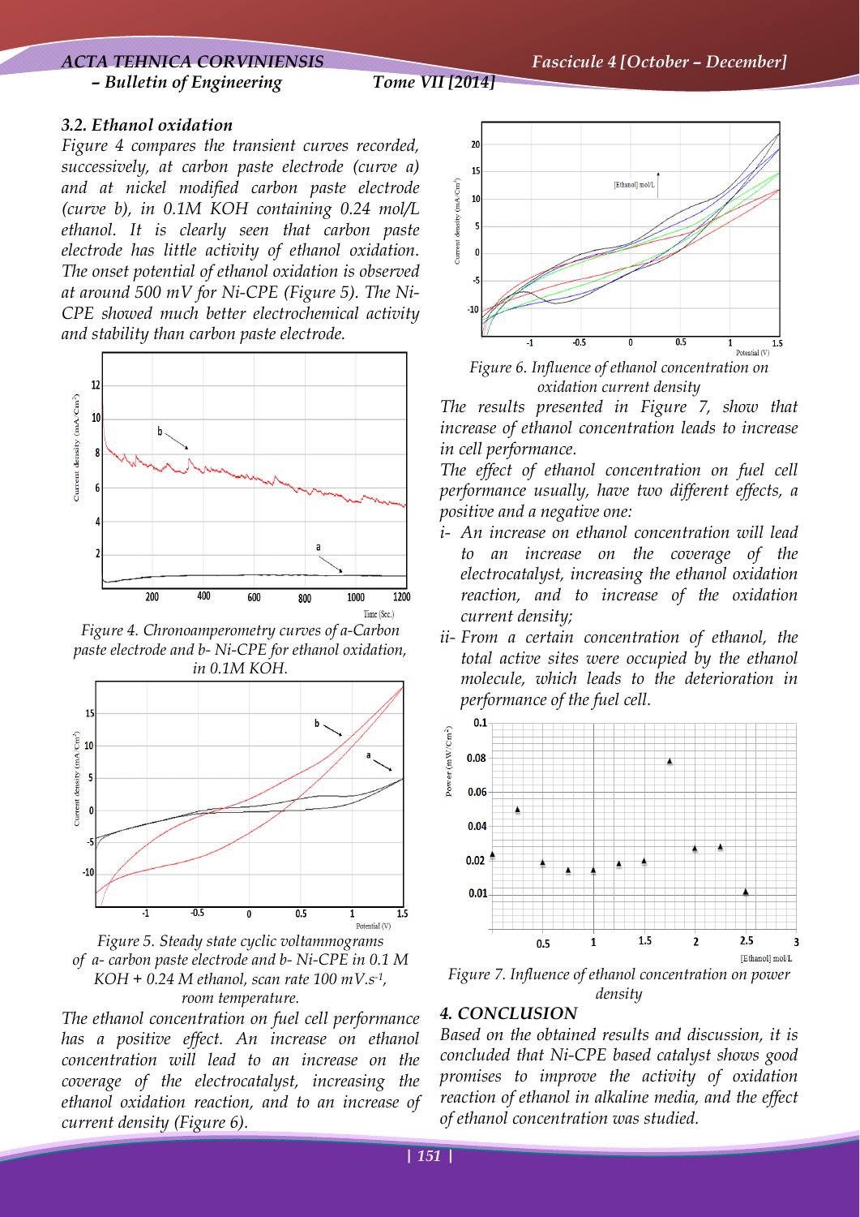### 3.2. Ethanol oxidation

*Figure 4 compares the transient curves recorded, successively, at carbon paste electrode (curve a) and at nickel modified carbon paste electrode (curve b), in 0.1M KOH containing 0.24 mol/L ethanol. It is clearly seen that carbon paste electrode has little activity of ethanol oxidation. The onset potential of ethanol oxidation is observed at around 500 mV for Ni-CPE (Figure 5). The Ni-CPE showed much better electrochemical activity and stability than carbon paste electrode.*

*Figure 4. Chronoamperometry curves of a-Carbon paste electrode and b- Ni-CPE for ethanol oxidation, in 0.1M KOH.*

*Figure 5. Steady state cyclic voltammograms of a- carbon paste electrode and b- Ni-CPE in 0.1 M KOH + 0.24 M ethanol, scan rate 100 mV.s$^{-1}$, room temperature.*

*The ethanol concentration on fuel cell performance has a positive effect. An increase on ethanol concentration will lead to an increase on the coverage of the electrocatalyst, increasing the ethanol oxidation reaction, and to an increase of current density (Figure 6).*

*Figure 6. Influence of ethanol concentration on oxidation current density*

*The results presented in Figure 7, show that increase of ethanol concentration leads to increase in cell performance.*

*The effect of ethanol concentration on fuel cell performance usually, have two different effects, a positive and a negative one:*

- *i- An increase on ethanol concentration will lead to an increase on the coverage of the electrocatalyst, increasing the ethanol oxidation reaction, and to increase of the oxidation current density;*
- *ii- From a certain concentration of ethanol, the total active sites were occupied by the ethanol molecule, which leads to the deterioration in performance of the fuel cell.*

*Figure 7. Influence of ethanol concentration on power density*

### 4. CONCLUSION

*Based on the obtained results and discussion, it is concluded that Ni-CPE based catalyst shows good promises to improve the activity of oxidation reaction of ethanol in alkaline media, and the effect of ethanol concentration was studied.*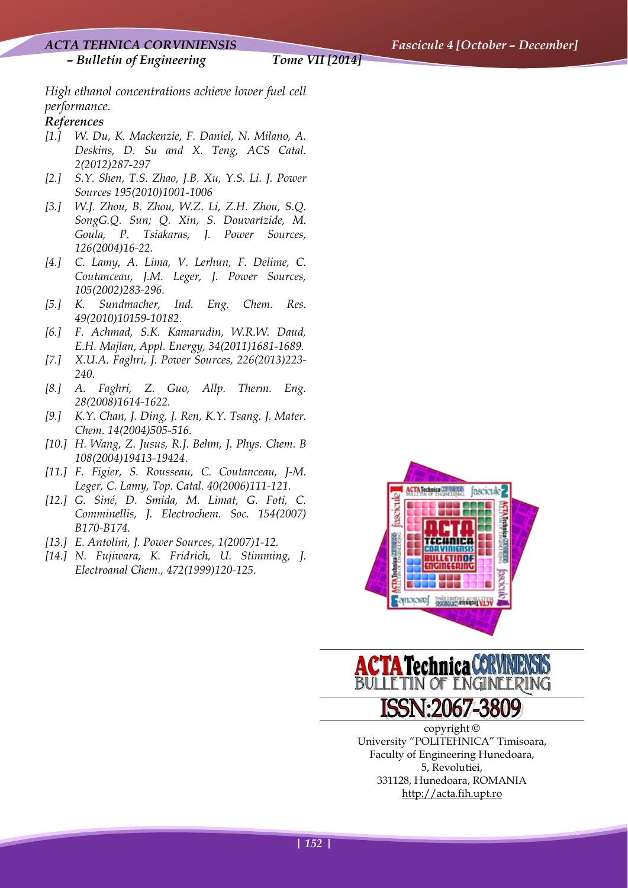*High ethanol concentrations achieve lower fuel cell performance.*

***References***

[1.] *W. Du, K. Mackenzie, F. Daniel, N. Milano, A. Deskins, D. Su and X. Teng, ACS Catal. 2(2012)287-297*

[2.] *S.Y. Shen, T.S. Zhao, J.B. Xu, Y.S. Li. J. Power Sources 195(2010)1001-1006*

[3.] *W.J. Zhou, B. Zhou, W.Z. Li, Z.H. Zhou, S.Q. SongG.Q. Sun; Q. Xin, S. Douvartzide, M. Goula, P. Tsiakaras, J. Power Sources, 126(2004)16-22.*

[4.] *C. Lamy, A. Lima, V. Lerhun, F. Delime, C. Coutanceau, J.M. Leger, J. Power Sources, 105(2002)283-296.*

[5.] *K. Sundmacher, Ind. Eng. Chem. Res. 49(2010)10159-10182.*

[6.] *F. Achmad, S.K. Kamarudin, W.R.W. Daud, E.H. Majlan, Appl. Energy, 34(2011)1681-1689.*

[7.] *X.U.A. Faghri, J. Power Sources, 226(2013)223-240.*

[8.] *A. Faghri, Z. Guo, Allp. Therm. Eng. 28(2008)1614-1622.*

[9.] *K.Y. Chan, J. Ding, J. Ren, K.Y. Tsang. J. Mater. Chem. 14(2004)505-516.*

[10.] *H. Wang, Z. Jusus, R.J. Behm, J. Phys. Chem. B 108(2004)19413-19424.*

[11.] *F. Figier, S. Rousseau, C. Coutanceau, J-M. Leger, C. Lamy, Top. Catal. 40(2006)111-121.*

[12.] *G. Siné, D. Smida, M. Limat, G. Foti, C. Comminellis, J. Electrochem. Soc. 154(2007) B170-B174.*

[13.] *E. Antolini, J. Power Sources, 1(2007)1-12.*

[14.] *N. Fujiwara, K. Fridrich, U. Stimming, J. Electroanal Chem., 472(1999)120-125.*

ACTA Technica CORVINIENSIS
BULLETIN OF ENGINEERING

ISSN:2067-3809

copyright ©
University "POLITEHNICA" Timisoara,
Faculty of Engineering Hunedoara,
5, Revolutiei,
331128, Hunedoara, ROMANIA
http://acta.fih.upt.ro